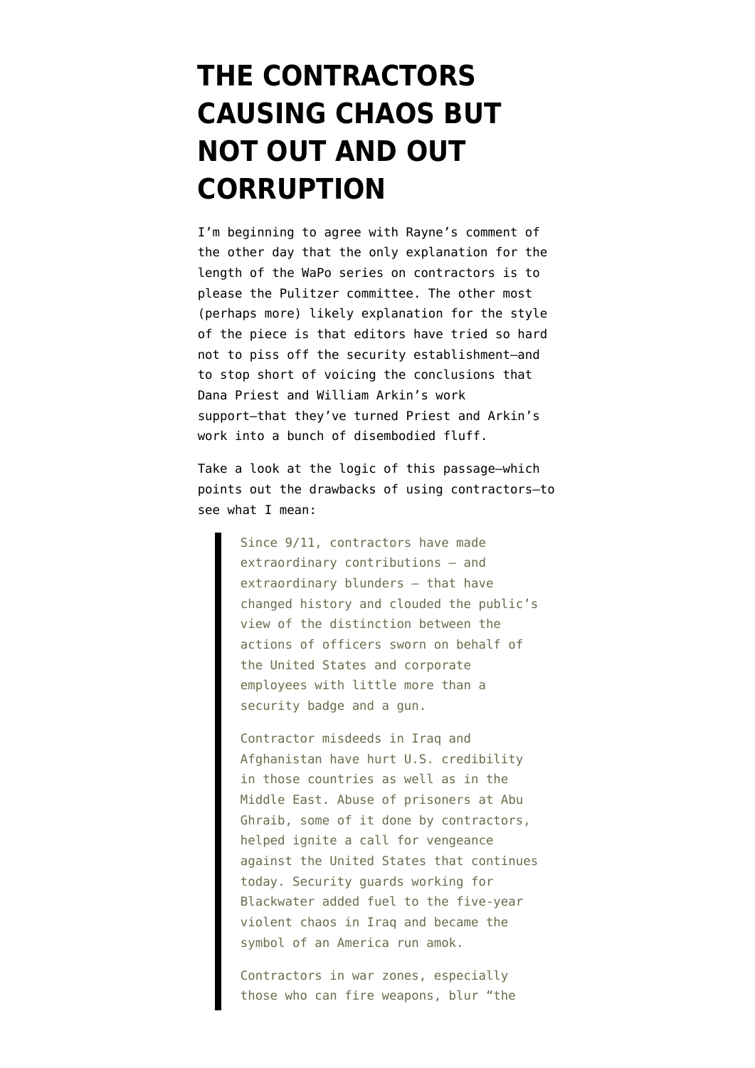# THE CONTRACTORS CAUSING CHAOS BUT NOT OUT AND OUT CORRUPTION

I'm beginning to agree with Rayne's comment of the other day that the only explanation for the length of the WaPo series on contractors is to please the Pulitzer committee. The other most (perhaps more) likely explanation for the style of the piece is that editors have tried so hard not to piss off the security establishment—and to stop short of voicing the conclusions that Dana Priest and William Arkin's work support—that they've turned Priest and Arkin's work into a bunch of disembodied fluff.

Take a look at the logic of this passage—which points out the drawbacks of using contractors—to see what I mean:

> Since 9/11, contractors have made extraordinary contributions — and extraordinary blunders — that have changed history and clouded the public's view of the distinction between the actions of officers sworn on behalf of the United States and corporate employees with little more than a security badge and a gun.
>
> Contractor misdeeds in Iraq and Afghanistan have hurt U.S. credibility in those countries as well as in the Middle East. Abuse of prisoners at Abu Ghraib, some of it done by contractors, helped ignite a call for vengeance against the United States that continues today. Security guards working for Blackwater added fuel to the five-year violent chaos in Iraq and became the symbol of an America run amok.
>
> Contractors in war zones, especially those who can fire weapons, blur "the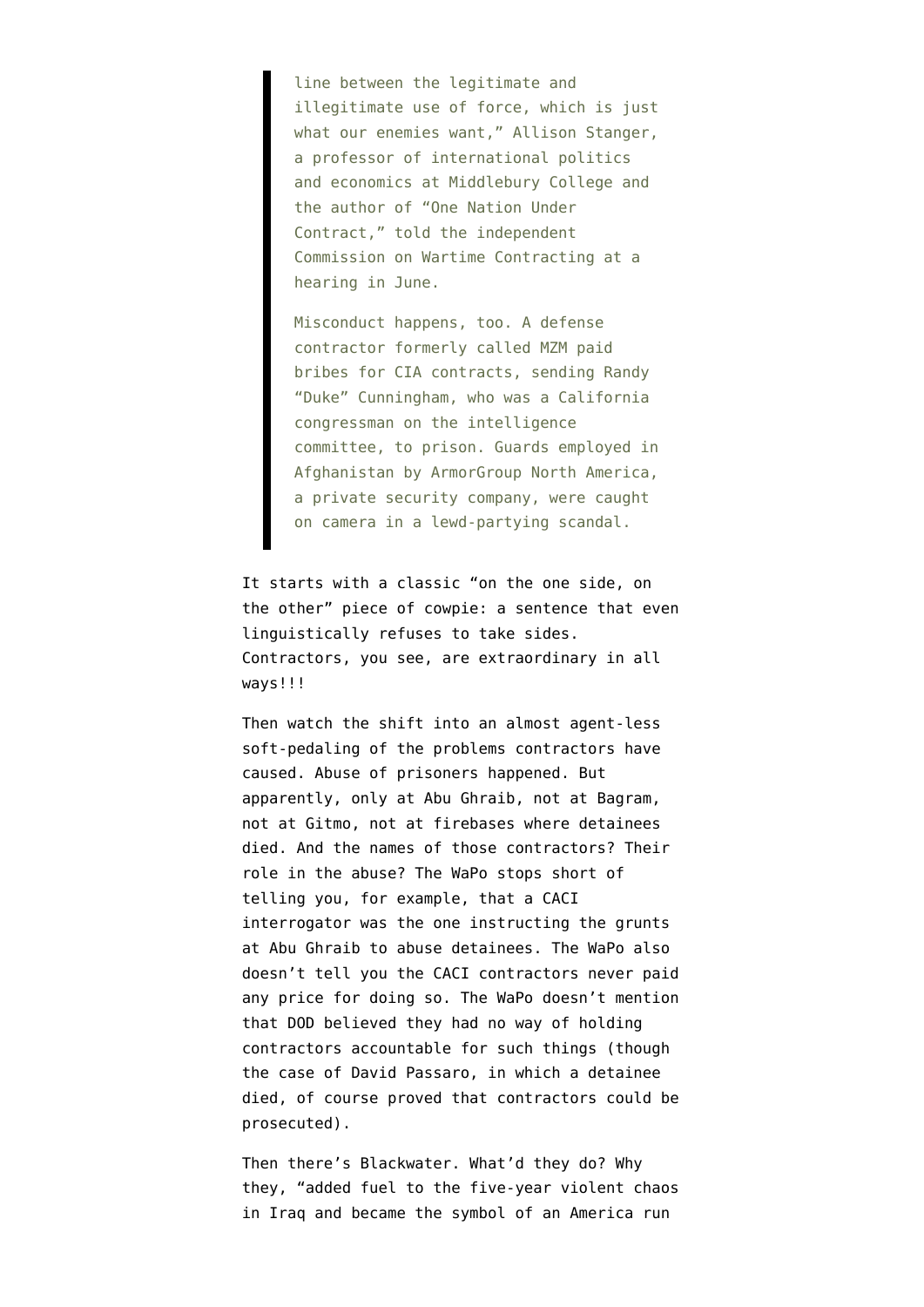> line between the legitimate and illegitimate use of force, which is just what our enemies want," Allison Stanger, a professor of international politics and economics at Middlebury College and the author of "One Nation Under Contract," told the independent Commission on Wartime Contracting at a hearing in June.
>
> Misconduct happens, too. A defense contractor formerly called MZM paid bribes for CIA contracts, sending Randy "Duke" Cunningham, who was a California congressman on the intelligence committee, to prison. Guards employed in Afghanistan by ArmorGroup North America, a private security company, were caught on camera in a lewd-partying scandal.

It starts with a classic "on the one side, on the other" piece of cowpie: a sentence that even linguistically refuses to take sides. Contractors, you see, are extraordinary in all ways!!!

Then watch the shift into an almost agent-less soft-pedaling of the problems contractors have caused. Abuse of prisoners happened. But apparently, only at Abu Ghraib, not at Bagram, not at Gitmo, not at firebases where detainees died. And the names of those contractors? Their role in the abuse? The WaPo stops short of telling you, for example, that a CACI interrogator was the one instructing the grunts at Abu Ghraib to abuse detainees. The WaPo also doesn't tell you the CACI contractors never paid any price for doing so. The WaPo doesn't mention that DOD believed they had no way of holding contractors accountable for such things (though the case of David Passaro, in which a detainee died, of course proved that contractors could be prosecuted).

Then there's Blackwater. What'd they do? Why they, "added fuel to the five-year violent chaos in Iraq and became the symbol of an America run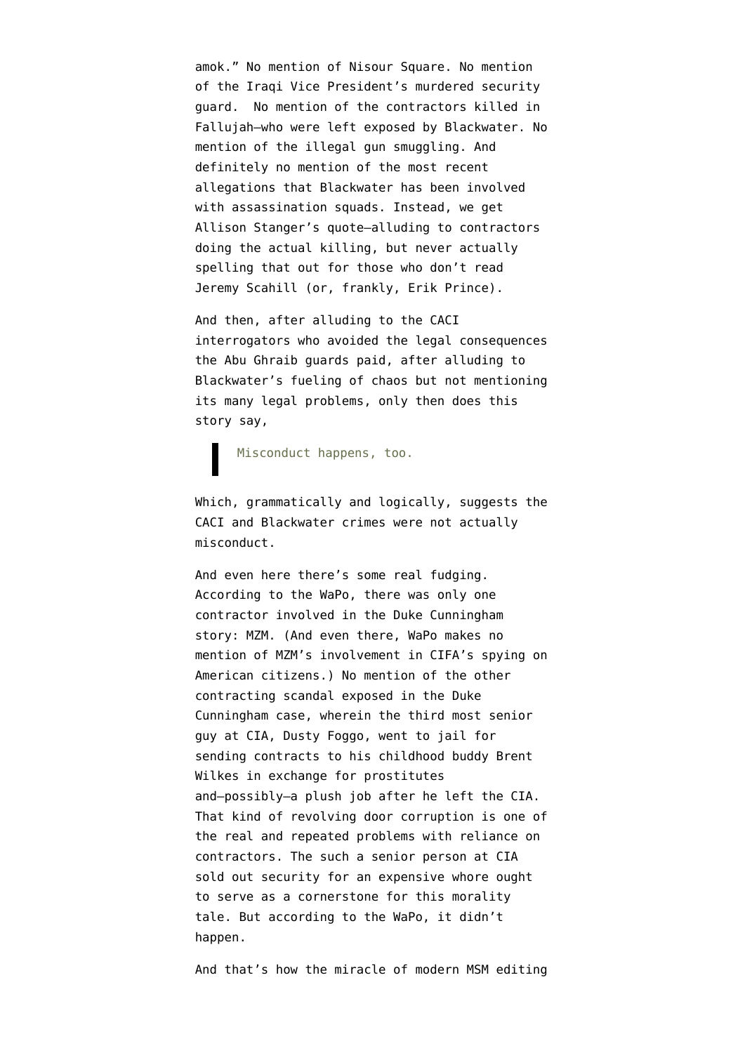amok." No mention of Nisour Square. No mention of the Iraqi Vice President's murdered security guard.  No mention of the contractors killed in Fallujah–who were left exposed by Blackwater. No mention of the illegal gun smuggling. And definitely no mention of the most recent allegations that Blackwater has been involved with assassination squads. Instead, we get Allison Stanger's quote–alluding to contractors doing the actual killing, but never actually spelling that out for those who don't read Jeremy Scahill (or, frankly, Erik Prince).

And then, after alluding to the CACI interrogators who avoided the legal consequences the Abu Ghraib guards paid, after alluding to Blackwater's fueling of chaos but not mentioning its many legal problems, only then does this story say,

> Misconduct happens, too.

Which, grammatically and logically, suggests the CACI and Blackwater crimes were not actually misconduct.

And even here there's some real fudging. According to the WaPo, there was only one contractor involved in the Duke Cunningham story: MZM. (And even there, WaPo makes no mention of MZM's involvement in CIFA's spying on American citizens.) No mention of the other contracting scandal exposed in the Duke Cunningham case, wherein the third most senior guy at CIA, Dusty Foggo, went to jail for sending contracts to his childhood buddy Brent Wilkes in exchange for prostitutes and–possibly–a plush job after he left the CIA. That kind of revolving door corruption is one of the real and repeated problems with reliance on contractors. The such a senior person at CIA sold out security for an expensive whore ought to serve as a cornerstone for this morality tale. But according to the WaPo, it didn't happen.

And that's how the miracle of modern MSM editing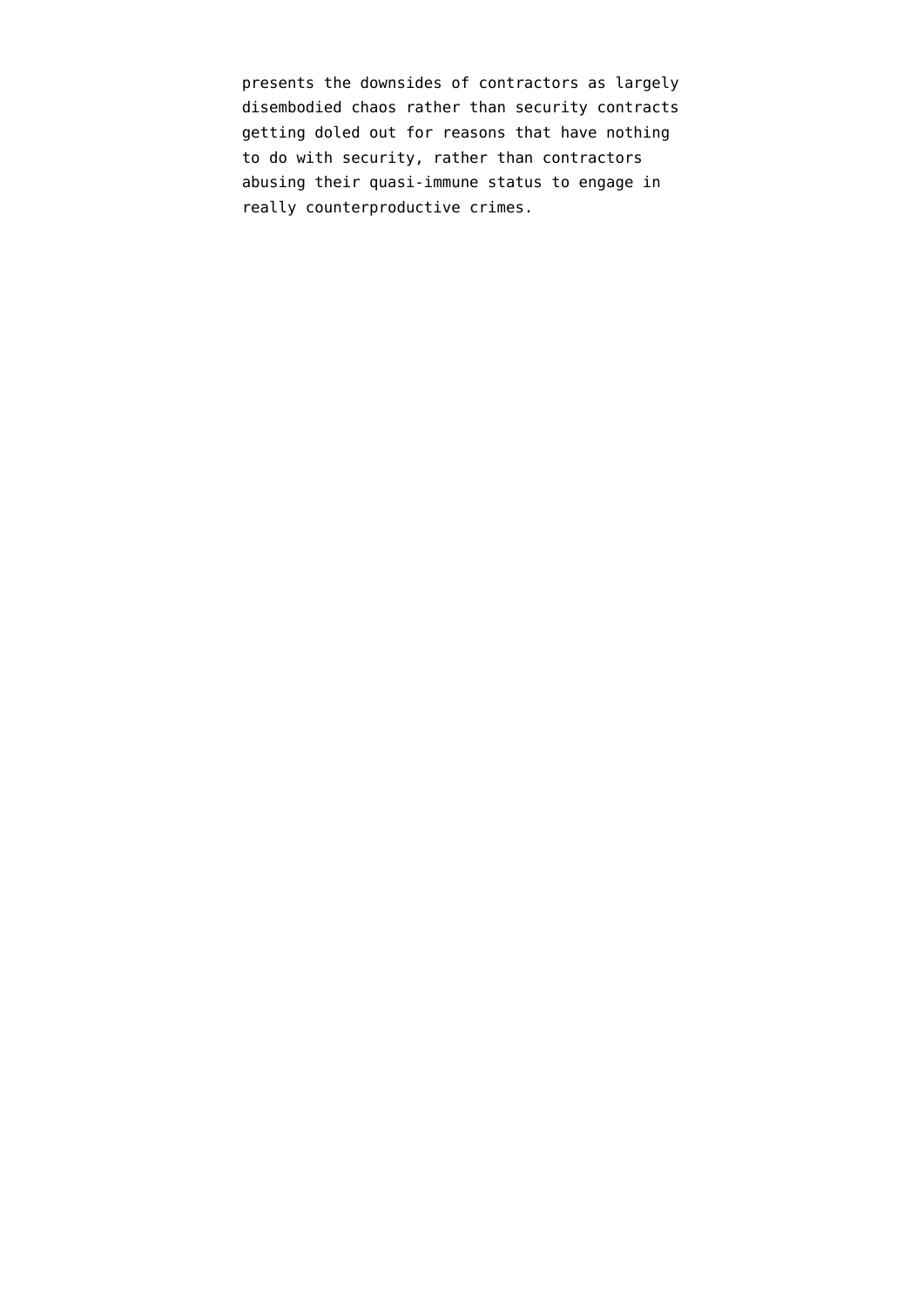presents the downsides of contractors as largely disembodied chaos rather than security contracts getting doled out for reasons that have nothing to do with security, rather than contractors abusing their quasi-immune status to engage in really counterproductive crimes.